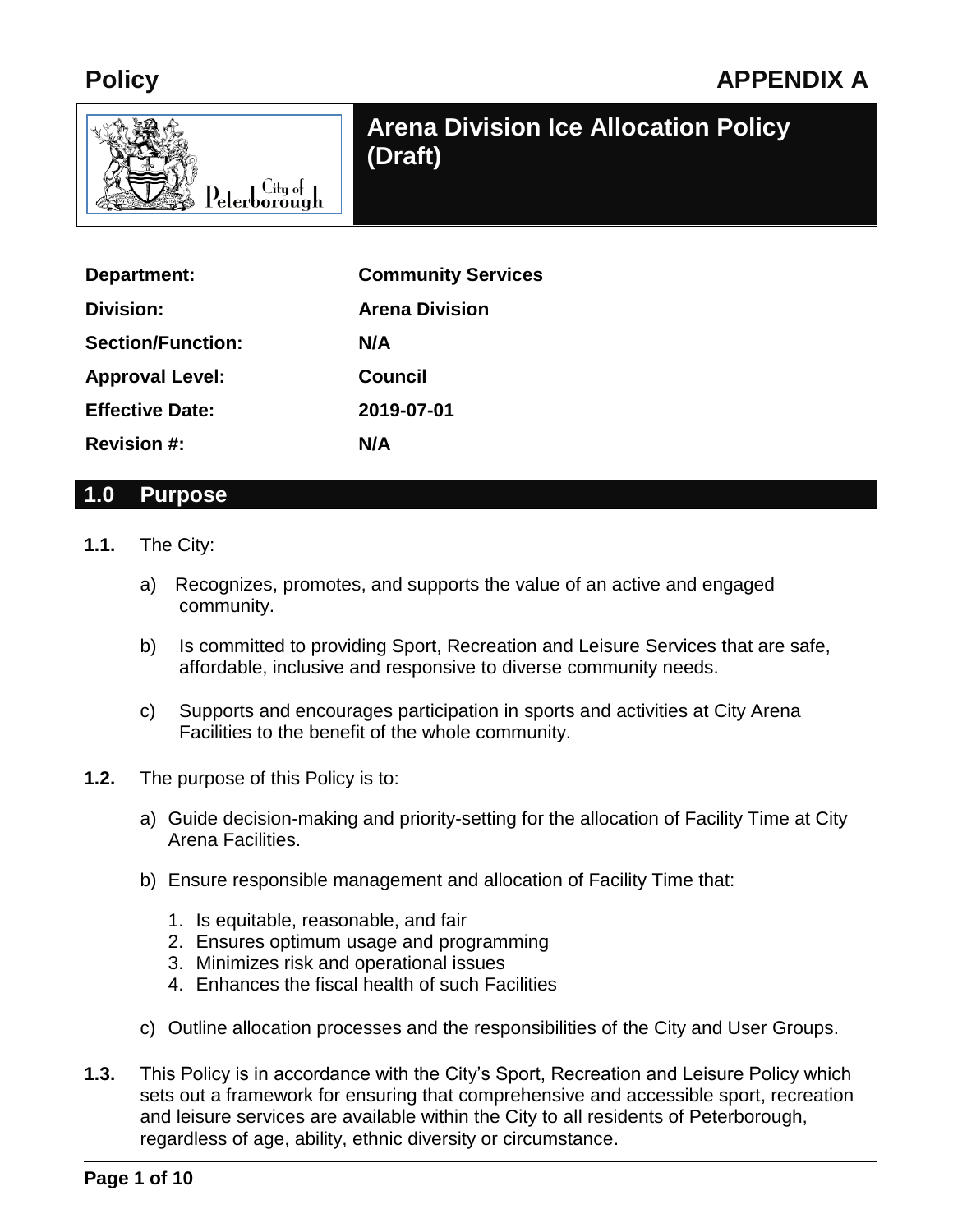**Policy** **APPENDIX A**

# Arena Division Ice Allocation Policy (Draft)

| | |
|---|---|
| **Department:** | **Community Services** |
| **Division:** | **Arena Division** |
| **Section/Function:** | **N/A** |
| **Approval Level:** | **Council** |
| **Effective Date:** | **2019-07-01** |
| **Revision #:** | **N/A** |

## 1.0 Purpose

**1.1.** The City:

a) Recognizes, promotes, and supports the value of an active and engaged community.

b) Is committed to providing Sport, Recreation and Leisure Services that are safe, affordable, inclusive and responsive to diverse community needs.

c) Supports and encourages participation in sports and activities at City Arena Facilities to the benefit of the whole community.

**1.2.** The purpose of this Policy is to:

a) Guide decision-making and priority-setting for the allocation of Facility Time at City Arena Facilities.

b) Ensure responsible management and allocation of Facility Time that:

1. Is equitable, reasonable, and fair
2. Ensures optimum usage and programming
3. Minimizes risk and operational issues
4. Enhances the fiscal health of such Facilities

c) Outline allocation processes and the responsibilities of the City and User Groups.

**1.3.** This Policy is in accordance with the City's Sport, Recreation and Leisure Policy which sets out a framework for ensuring that comprehensive and accessible sport, recreation and leisure services are available within the City to all residents of Peterborough, regardless of age, ability, ethnic diversity or circumstance.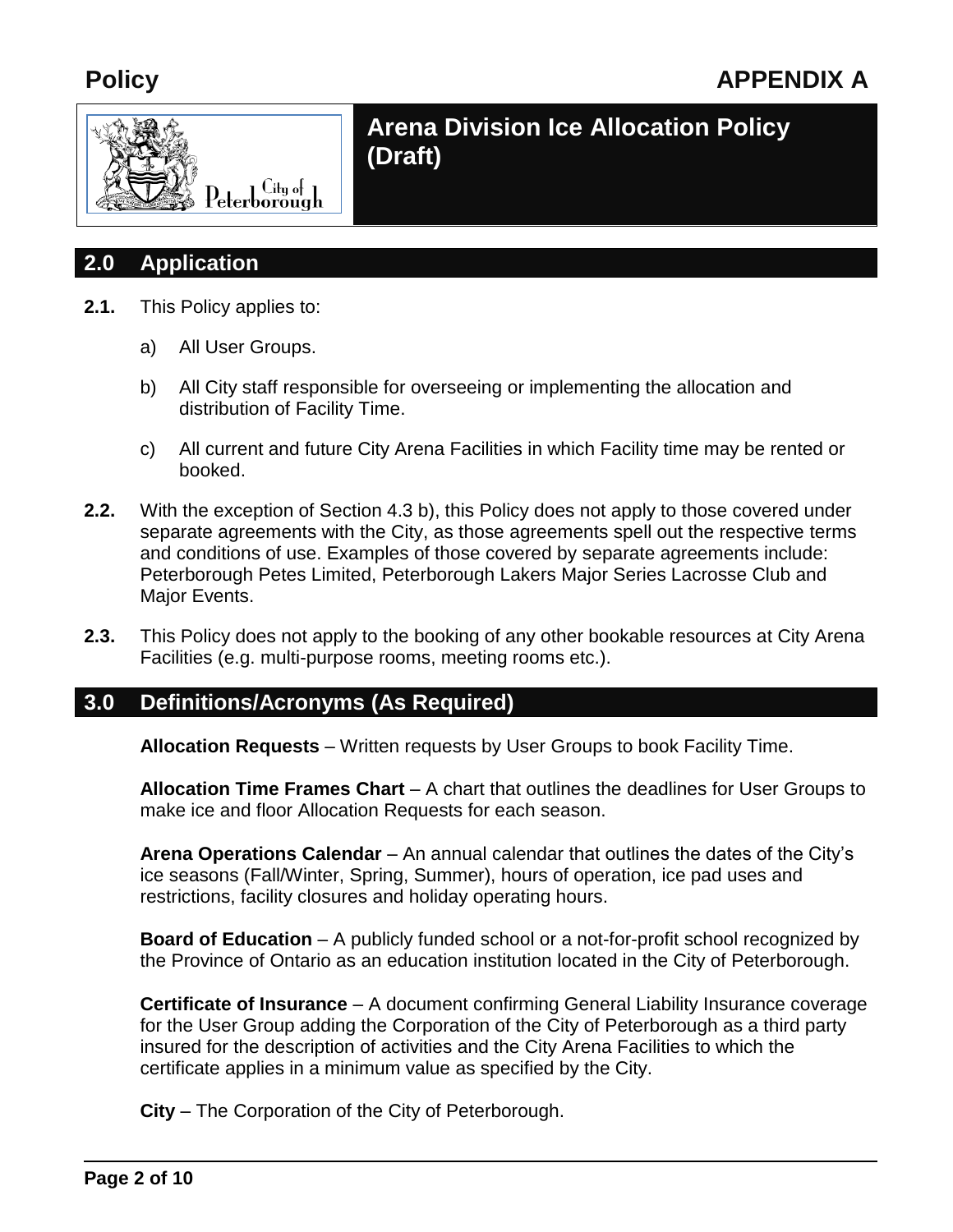# Policy APPENDIX A

# Arena Division Ice Allocation Policy (Draft)

## 2.0 Application

**2.1.** This Policy applies to:

a) All User Groups.

b) All City staff responsible for overseeing or implementing the allocation and distribution of Facility Time.

c) All current and future City Arena Facilities in which Facility time may be rented or booked.

**2.2.** With the exception of Section 4.3 b), this Policy does not apply to those covered under separate agreements with the City, as those agreements spell out the respective terms and conditions of use. Examples of those covered by separate agreements include: Peterborough Petes Limited, Peterborough Lakers Major Series Lacrosse Club and Major Events.

**2.3.** This Policy does not apply to the booking of any other bookable resources at City Arena Facilities (e.g. multi-purpose rooms, meeting rooms etc.).

## 3.0 Definitions/Acronyms (As Required)

**Allocation Requests** – Written requests by User Groups to book Facility Time.

**Allocation Time Frames Chart** – A chart that outlines the deadlines for User Groups to make ice and floor Allocation Requests for each season.

**Arena Operations Calendar** – An annual calendar that outlines the dates of the City's ice seasons (Fall/Winter, Spring, Summer), hours of operation, ice pad uses and restrictions, facility closures and holiday operating hours.

**Board of Education** – A publicly funded school or a not-for-profit school recognized by the Province of Ontario as an education institution located in the City of Peterborough.

**Certificate of Insurance** – A document confirming General Liability Insurance coverage for the User Group adding the Corporation of the City of Peterborough as a third party insured for the description of activities and the City Arena Facilities to which the certificate applies in a minimum value as specified by the City.

**City** – The Corporation of the City of Peterborough.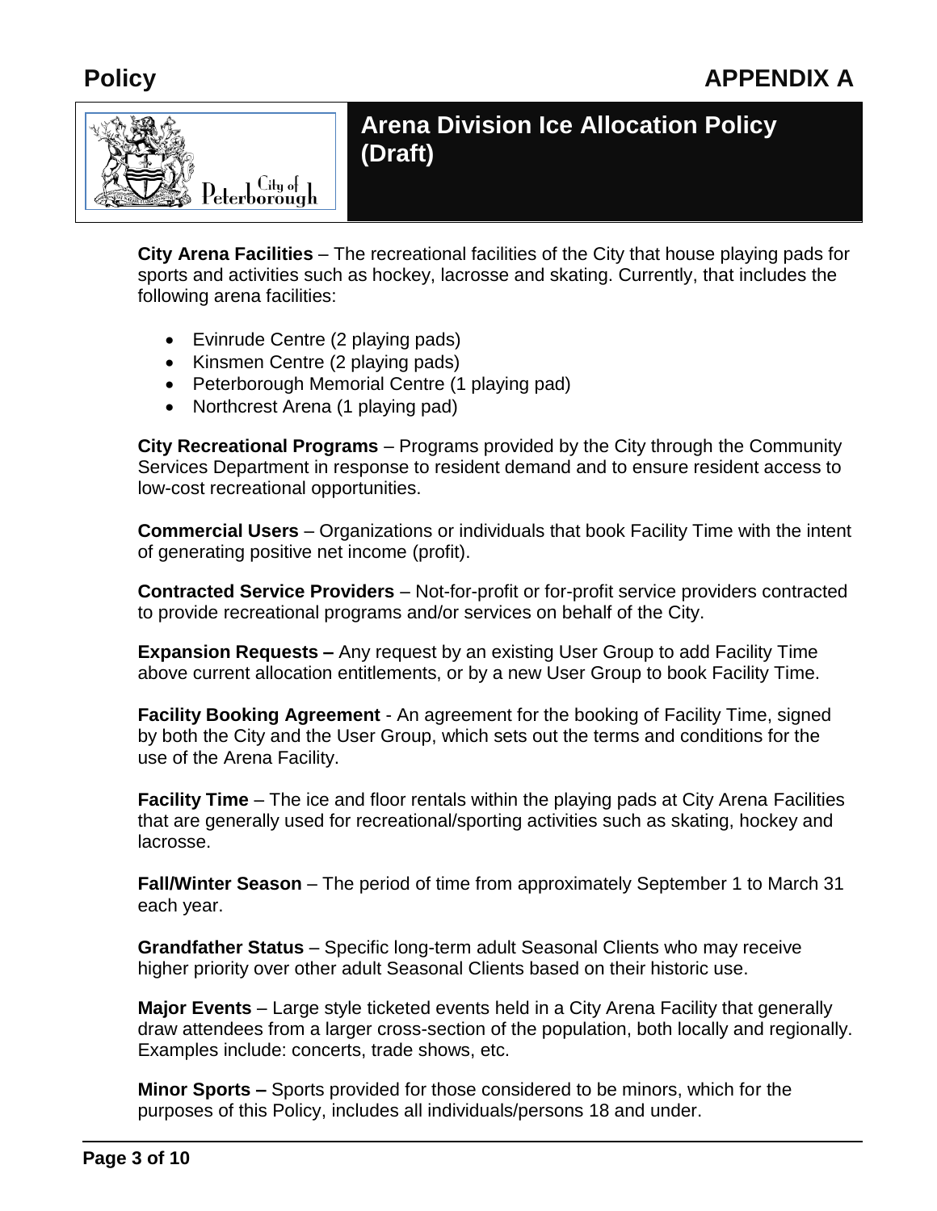**City Arena Facilities** – The recreational facilities of the City that house playing pads for sports and activities such as hockey, lacrosse and skating. Currently, that includes the following arena facilities:

- Evinrude Centre (2 playing pads)
- Kinsmen Centre (2 playing pads)
- Peterborough Memorial Centre (1 playing pad)
- Northcrest Arena (1 playing pad)

**City Recreational Programs** – Programs provided by the City through the Community Services Department in response to resident demand and to ensure resident access to low-cost recreational opportunities.

**Commercial Users** – Organizations or individuals that book Facility Time with the intent of generating positive net income (profit).

**Contracted Service Providers** – Not-for-profit or for-profit service providers contracted to provide recreational programs and/or services on behalf of the City.

**Expansion Requests –** Any request by an existing User Group to add Facility Time above current allocation entitlements, or by a new User Group to book Facility Time.

**Facility Booking Agreement** - An agreement for the booking of Facility Time, signed by both the City and the User Group, which sets out the terms and conditions for the use of the Arena Facility.

**Facility Time** – The ice and floor rentals within the playing pads at City Arena Facilities that are generally used for recreational/sporting activities such as skating, hockey and lacrosse.

**Fall/Winter Season** – The period of time from approximately September 1 to March 31 each year.

**Grandfather Status** – Specific long-term adult Seasonal Clients who may receive higher priority over other adult Seasonal Clients based on their historic use.

**Major Events** – Large style ticketed events held in a City Arena Facility that generally draw attendees from a larger cross-section of the population, both locally and regionally. Examples include: concerts, trade shows, etc.

**Minor Sports –** Sports provided for those considered to be minors, which for the purposes of this Policy, includes all individuals/persons 18 and under.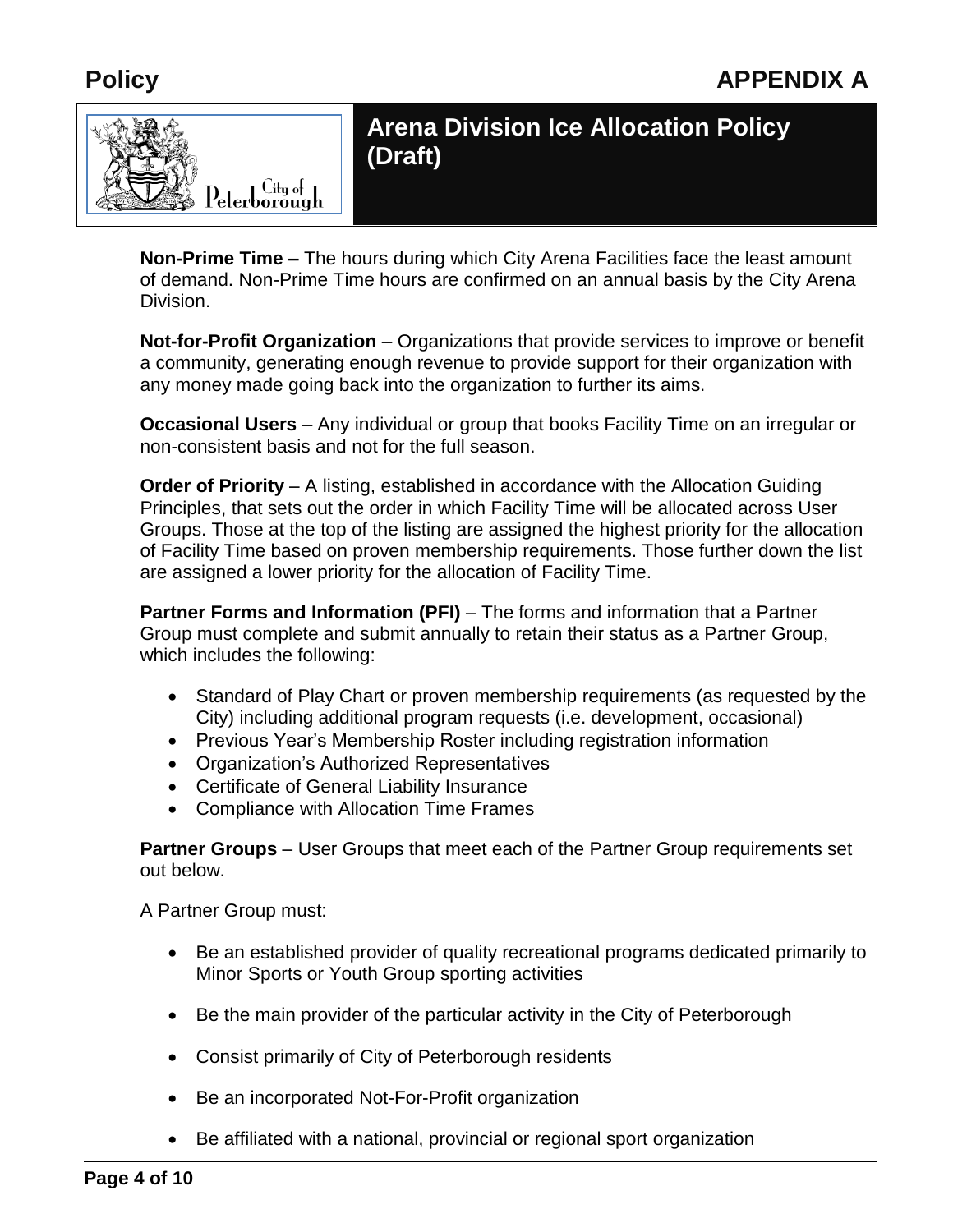**Non-Prime Time –** The hours during which City Arena Facilities face the least amount of demand. Non-Prime Time hours are confirmed on an annual basis by the City Arena Division.

**Not-for-Profit Organization** – Organizations that provide services to improve or benefit a community, generating enough revenue to provide support for their organization with any money made going back into the organization to further its aims.

**Occasional Users** – Any individual or group that books Facility Time on an irregular or non-consistent basis and not for the full season.

**Order of Priority** – A listing, established in accordance with the Allocation Guiding Principles, that sets out the order in which Facility Time will be allocated across User Groups. Those at the top of the listing are assigned the highest priority for the allocation of Facility Time based on proven membership requirements. Those further down the list are assigned a lower priority for the allocation of Facility Time.

**Partner Forms and Information (PFI)** – The forms and information that a Partner Group must complete and submit annually to retain their status as a Partner Group, which includes the following:

- Standard of Play Chart or proven membership requirements (as requested by the City) including additional program requests (i.e. development, occasional)
- Previous Year's Membership Roster including registration information
- Organization's Authorized Representatives
- Certificate of General Liability Insurance
- Compliance with Allocation Time Frames

**Partner Groups** – User Groups that meet each of the Partner Group requirements set out below.

A Partner Group must:

- Be an established provider of quality recreational programs dedicated primarily to Minor Sports or Youth Group sporting activities
- Be the main provider of the particular activity in the City of Peterborough
- Consist primarily of City of Peterborough residents
- Be an incorporated Not-For-Profit organization
- Be affiliated with a national, provincial or regional sport organization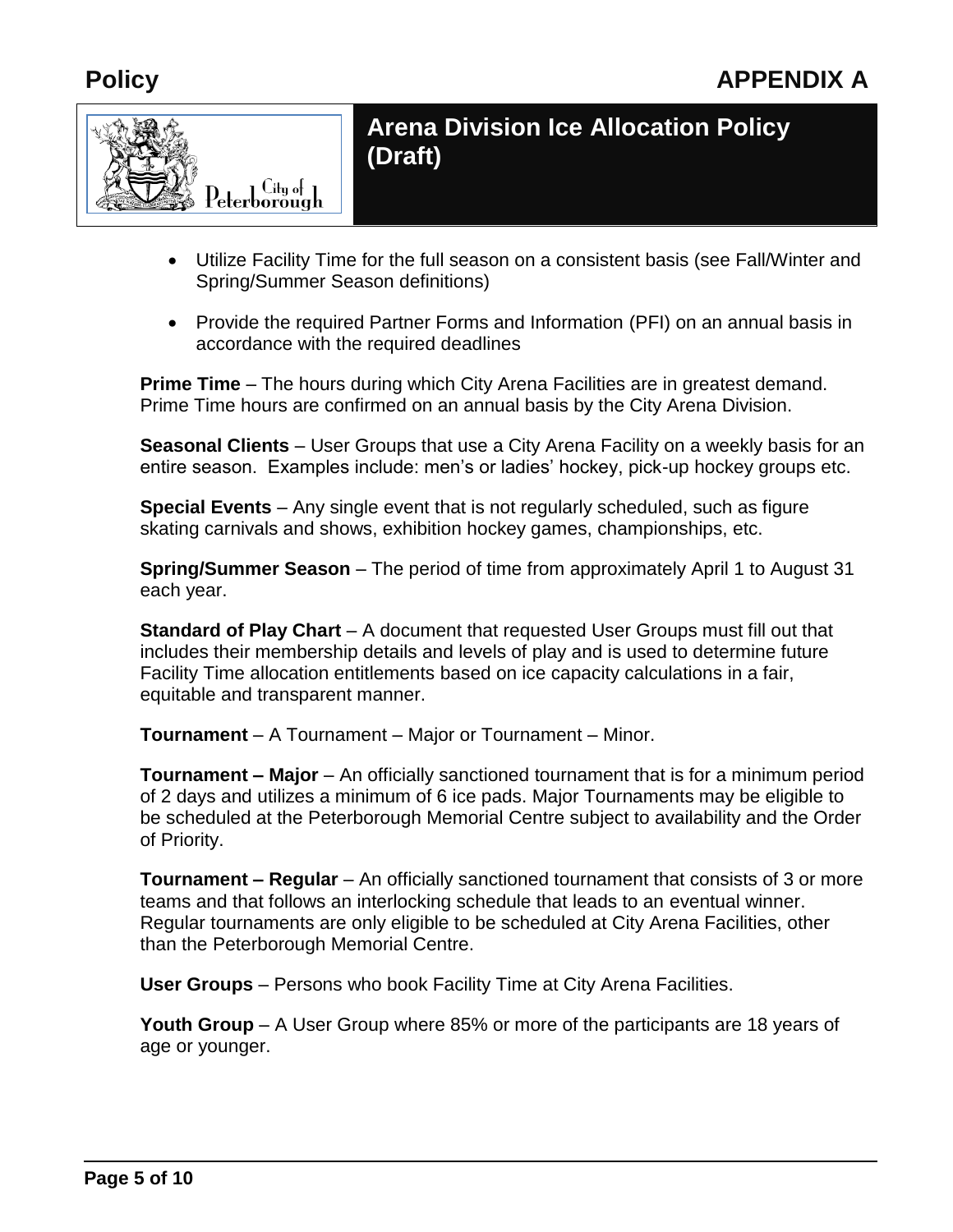- Utilize Facility Time for the full season on a consistent basis (see Fall/Winter and Spring/Summer Season definitions)
- Provide the required Partner Forms and Information (PFI) on an annual basis in accordance with the required deadlines

**Prime Time** – The hours during which City Arena Facilities are in greatest demand. Prime Time hours are confirmed on an annual basis by the City Arena Division.

**Seasonal Clients** – User Groups that use a City Arena Facility on a weekly basis for an entire season. Examples include: men's or ladies' hockey, pick-up hockey groups etc.

**Special Events** – Any single event that is not regularly scheduled, such as figure skating carnivals and shows, exhibition hockey games, championships, etc.

**Spring/Summer Season** – The period of time from approximately April 1 to August 31 each year.

**Standard of Play Chart** – A document that requested User Groups must fill out that includes their membership details and levels of play and is used to determine future Facility Time allocation entitlements based on ice capacity calculations in a fair, equitable and transparent manner.

**Tournament** – A Tournament – Major or Tournament – Minor.

**Tournament – Major** – An officially sanctioned tournament that is for a minimum period of 2 days and utilizes a minimum of 6 ice pads. Major Tournaments may be eligible to be scheduled at the Peterborough Memorial Centre subject to availability and the Order of Priority.

**Tournament – Regular** – An officially sanctioned tournament that consists of 3 or more teams and that follows an interlocking schedule that leads to an eventual winner. Regular tournaments are only eligible to be scheduled at City Arena Facilities, other than the Peterborough Memorial Centre.

**User Groups** – Persons who book Facility Time at City Arena Facilities.

**Youth Group** – A User Group where 85% or more of the participants are 18 years of age or younger.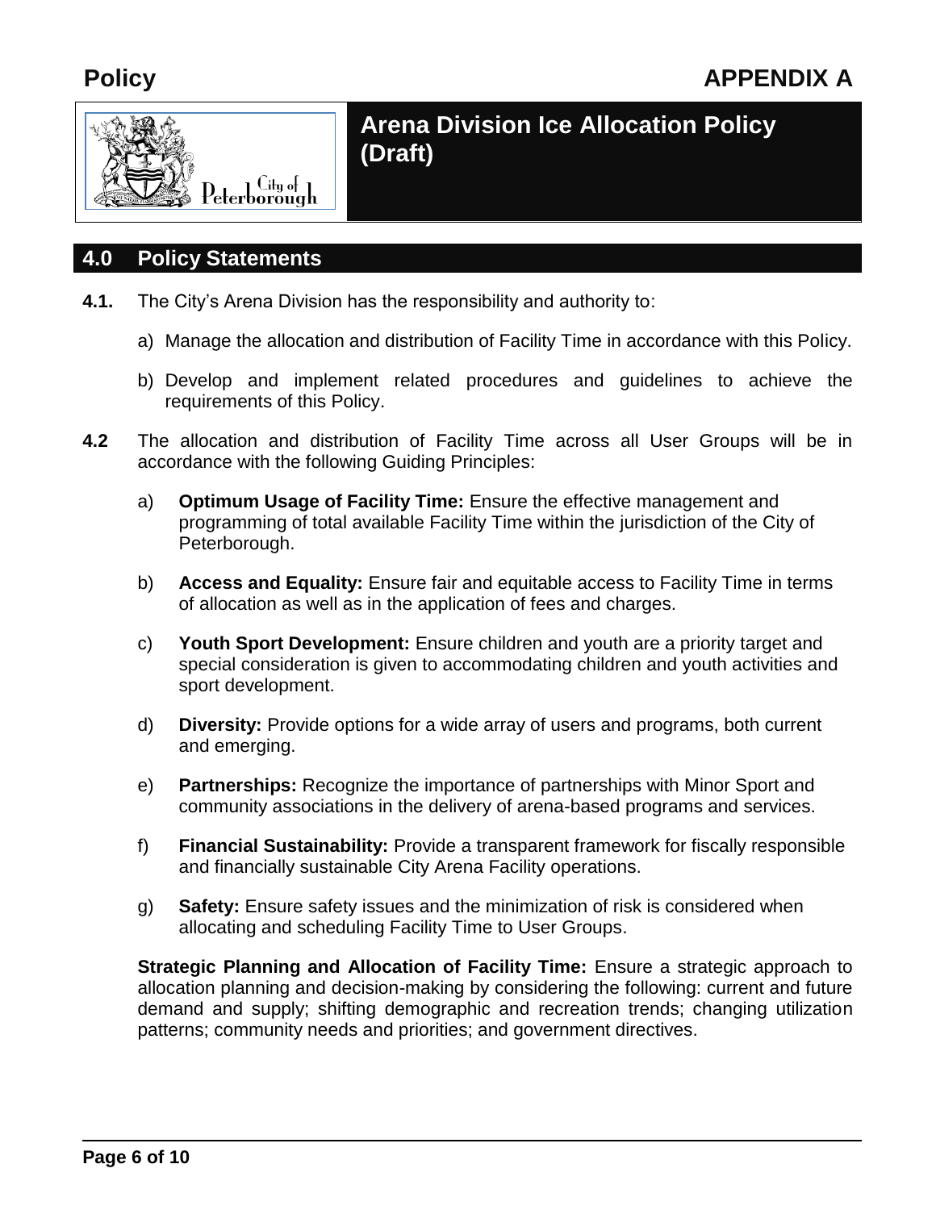**Policy** **APPENDIX A**

# Arena Division Ice Allocation Policy (Draft)

## 4.0 Policy Statements

**4.1.** The City's Arena Division has the responsibility and authority to:

a) Manage the allocation and distribution of Facility Time in accordance with this Policy.

b) Develop and implement related procedures and guidelines to achieve the requirements of this Policy.

**4.2** The allocation and distribution of Facility Time across all User Groups will be in accordance with the following Guiding Principles:

a) **Optimum Usage of Facility Time:** Ensure the effective management and programming of total available Facility Time within the jurisdiction of the City of Peterborough.

b) **Access and Equality:** Ensure fair and equitable access to Facility Time in terms of allocation as well as in the application of fees and charges.

c) **Youth Sport Development:** Ensure children and youth are a priority target and special consideration is given to accommodating children and youth activities and sport development.

d) **Diversity:** Provide options for a wide array of users and programs, both current and emerging.

e) **Partnerships:** Recognize the importance of partnerships with Minor Sport and community associations in the delivery of arena-based programs and services.

f) **Financial Sustainability:** Provide a transparent framework for fiscally responsible and financially sustainable City Arena Facility operations.

g) **Safety:** Ensure safety issues and the minimization of risk is considered when allocating and scheduling Facility Time to User Groups.

**Strategic Planning and Allocation of Facility Time:** Ensure a strategic approach to allocation planning and decision-making by considering the following: current and future demand and supply; shifting demographic and recreation trends; changing utilization patterns; community needs and priorities; and government directives.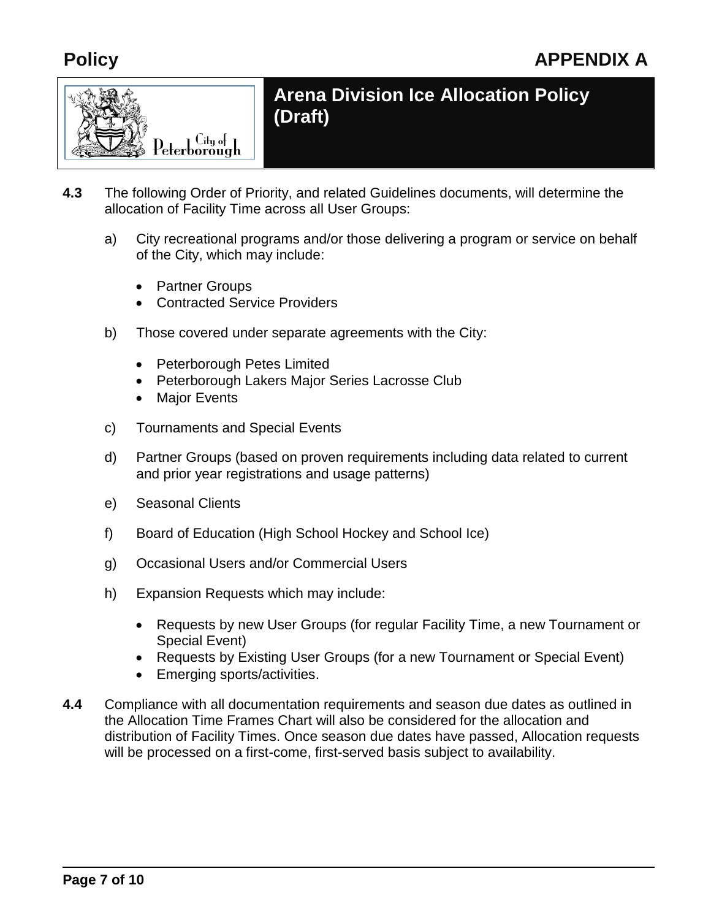**4.3** The following Order of Priority, and related Guidelines documents, will determine the allocation of Facility Time across all User Groups:

a) City recreational programs and/or those delivering a program or service on behalf of the City, which may include:

- Partner Groups
- Contracted Service Providers

b) Those covered under separate agreements with the City:

- Peterborough Petes Limited
- Peterborough Lakers Major Series Lacrosse Club
- Major Events

c) Tournaments and Special Events

d) Partner Groups (based on proven requirements including data related to current and prior year registrations and usage patterns)

e) Seasonal Clients

f) Board of Education (High School Hockey and School Ice)

g) Occasional Users and/or Commercial Users

h) Expansion Requests which may include:

- Requests by new User Groups (for regular Facility Time, a new Tournament or Special Event)
- Requests by Existing User Groups (for a new Tournament or Special Event)
- Emerging sports/activities.

**4.4** Compliance with all documentation requirements and season due dates as outlined in the Allocation Time Frames Chart will also be considered for the allocation and distribution of Facility Times. Once season due dates have passed, Allocation requests will be processed on a first-come, first-served basis subject to availability.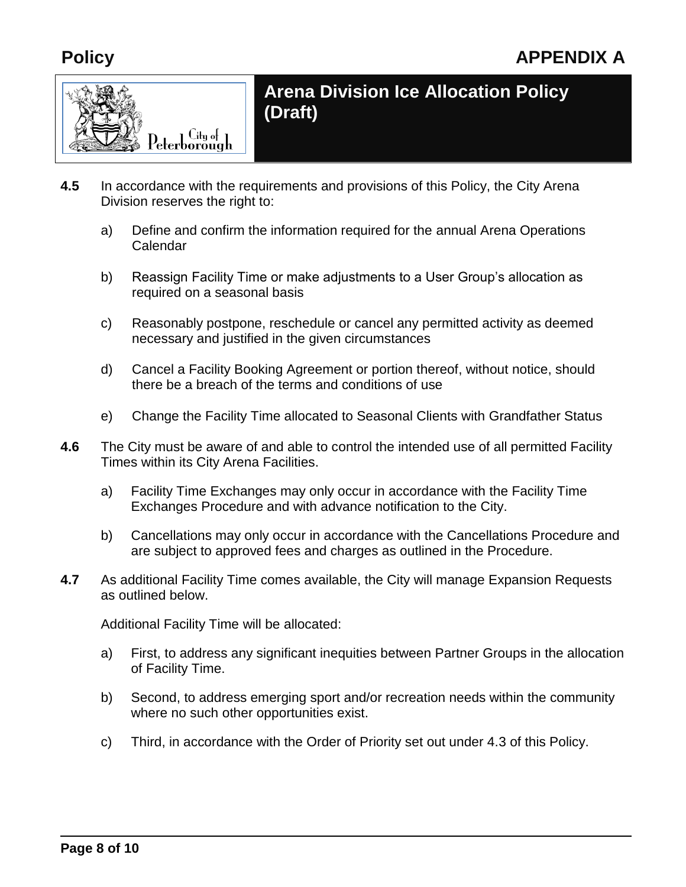**4.5** In accordance with the requirements and provisions of this Policy, the City Arena Division reserves the right to:

a) Define and confirm the information required for the annual Arena Operations Calendar

b) Reassign Facility Time or make adjustments to a User Group's allocation as required on a seasonal basis

c) Reasonably postpone, reschedule or cancel any permitted activity as deemed necessary and justified in the given circumstances

d) Cancel a Facility Booking Agreement or portion thereof, without notice, should there be a breach of the terms and conditions of use

e) Change the Facility Time allocated to Seasonal Clients with Grandfather Status

**4.6** The City must be aware of and able to control the intended use of all permitted Facility Times within its City Arena Facilities.

a) Facility Time Exchanges may only occur in accordance with the Facility Time Exchanges Procedure and with advance notification to the City.

b) Cancellations may only occur in accordance with the Cancellations Procedure and are subject to approved fees and charges as outlined in the Procedure.

**4.7** As additional Facility Time comes available, the City will manage Expansion Requests as outlined below.

Additional Facility Time will be allocated:

a) First, to address any significant inequities between Partner Groups in the allocation of Facility Time.

b) Second, to address emerging sport and/or recreation needs within the community where no such other opportunities exist.

c) Third, in accordance with the Order of Priority set out under 4.3 of this Policy.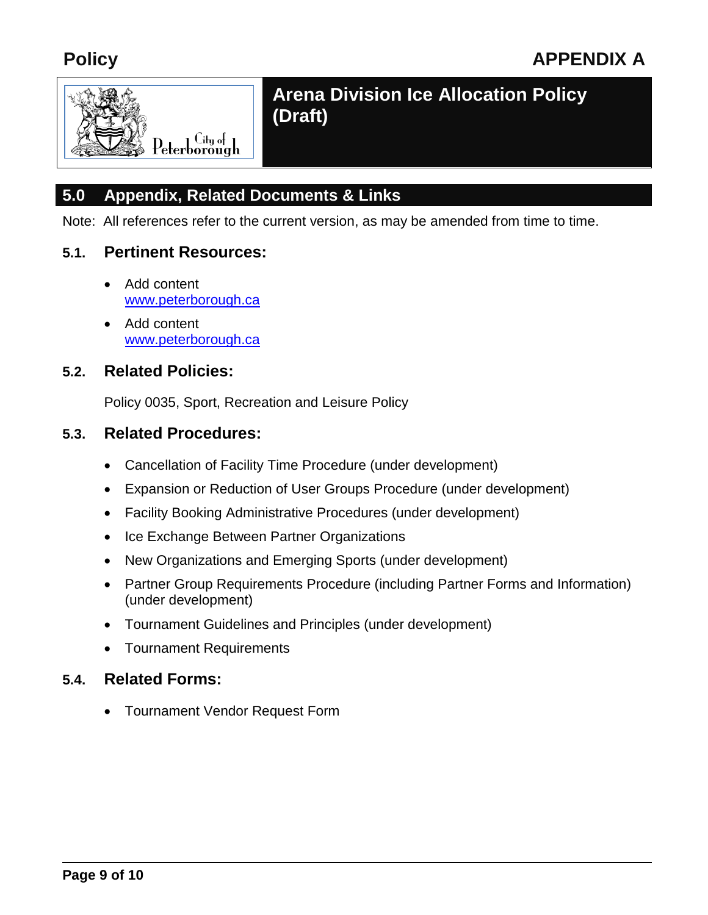# Arena Division Ice Allocation Policy (Draft)

## 5.0 Appendix, Related Documents & Links

Note: All references refer to the current version, as may be amended from time to time.

### 5.1. Pertinent Resources:

- Add content
  www.peterborough.ca
- Add content
  www.peterborough.ca

### 5.2. Related Policies:

Policy 0035, Sport, Recreation and Leisure Policy

### 5.3. Related Procedures:

- Cancellation of Facility Time Procedure (under development)
- Expansion or Reduction of User Groups Procedure (under development)
- Facility Booking Administrative Procedures (under development)
- Ice Exchange Between Partner Organizations
- New Organizations and Emerging Sports (under development)
- Partner Group Requirements Procedure (including Partner Forms and Information) (under development)
- Tournament Guidelines and Principles (under development)
- Tournament Requirements

### 5.4. Related Forms:

- Tournament Vendor Request Form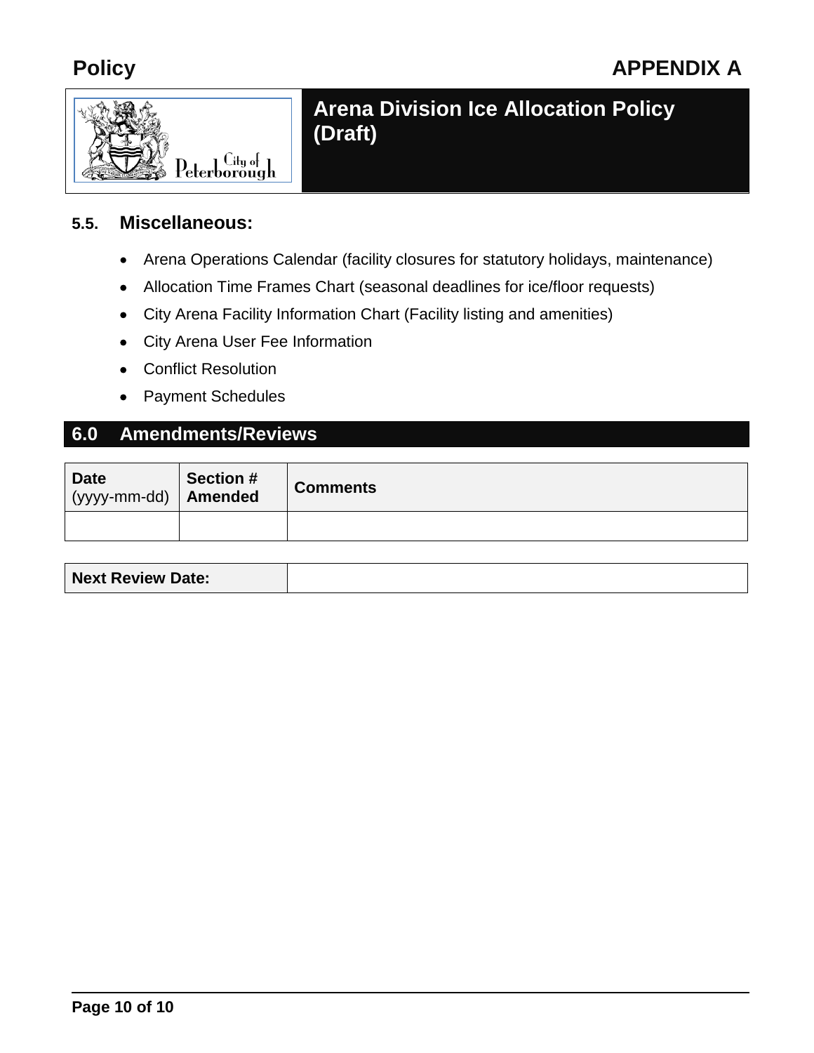### 5.5. Miscellaneous:

- Arena Operations Calendar (facility closures for statutory holidays, maintenance)
- Allocation Time Frames Chart (seasonal deadlines for ice/floor requests)
- City Arena Facility Information Chart (Facility listing and amenities)
- City Arena User Fee Information
- Conflict Resolution
- Payment Schedules

## 6.0 Amendments/Reviews

| **Date** (yyyy-mm-dd) | **Section # Amended** | **Comments** |
| --- | --- | --- |
| | | |

| **Next Review Date:** | |
| --- | --- |